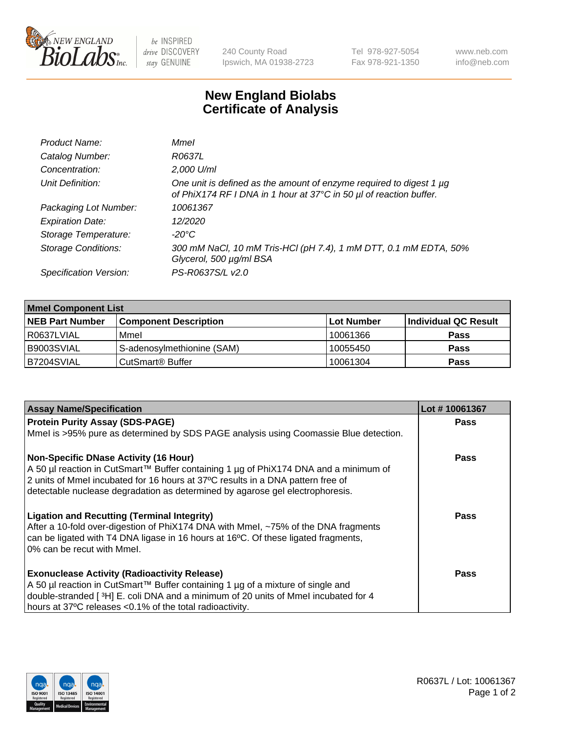# New England Biolabs Certificate of Analysis

| | |
|---|---|
| *Product Name:* | *MmeI* |
| *Catalog Number:* | *R0637L* |
| *Concentration:* | *2,000 U/ml* |
| *Unit Definition:* | *One unit is defined as the amount of enzyme required to digest 1 µg of PhiX174 RF I DNA in 1 hour at 37°C in 50 µl of reaction buffer.* |
| *Packaging Lot Number:* | *10061367* |
| *Expiration Date:* | *12/2020* |
| *Storage Temperature:* | *-20°C* |
| *Storage Conditions:* | *300 mM NaCl, 10 mM Tris-HCl (pH 7.4), 1 mM DTT, 0.1 mM EDTA, 50% Glycerol, 500 µg/ml BSA* |
| *Specification Version:* | *PS-R0637S/L v2.0* |

| MmeI Component List | | | |
|---|---|---|---|
| **NEB Part Number** | **Component Description** | **Lot Number** | **Individual QC Result** |
| R0637LVIAL | MmeI | 10061366 | **Pass** |
| B9003SVIAL | S-adenosylmethionine (SAM) | 10055450 | **Pass** |
| B7204SVIAL | CutSmart® Buffer | 10061304 | **Pass** |

| Assay Name/Specification | Lot # 10061367 |
|---|---|
| **Protein Purity Assay (SDS-PAGE)**<br>MmeI is >95% pure as determined by SDS PAGE analysis using Coomassie Blue detection. | **Pass** |
| **Non-Specific DNase Activity (16 Hour)**<br>A 50 µl reaction in CutSmart™ Buffer containing 1 µg of PhiX174 DNA and a minimum of 2 units of MmeI incubated for 16 hours at 37ºC results in a DNA pattern free of detectable nuclease degradation as determined by agarose gel electrophoresis. | **Pass** |
| **Ligation and Recutting (Terminal Integrity)**<br>After a 10-fold over-digestion of PhiX174 DNA with MmeI, ~75% of the DNA fragments can be ligated with T4 DNA ligase in 16 hours at 16ºC. Of these ligated fragments, 0% can be recut with MmeI. | **Pass** |
| **Exonuclease Activity (Radioactivity Release)**<br>A 50 µl reaction in CutSmart™ Buffer containing 1 µg of a mixture of single and double-stranded [ $^{3}$H] E. coli DNA and a minimum of 20 units of MmeI incubated for 4 hours at 37ºC releases <0.1% of the total radioactivity. | **Pass** |

R0637L / Lot: 10061367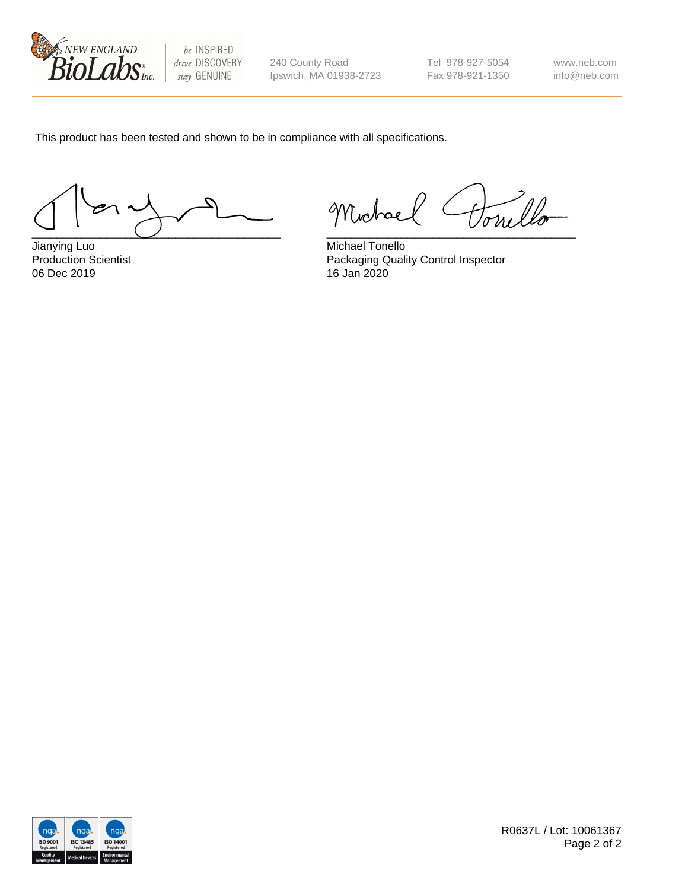240 County Road
Ipswich, MA 01938-2723

Tel 978-927-5054
Fax 978-921-1350

www.neb.com
info@neb.com

This product has been tested and shown to be in compliance with all specifications.

Jianying Luo
Production Scientist
06 Dec 2019

Michael Tonello
Packaging Quality Control Inspector
16 Jan 2020

R0637L / Lot: 10061367